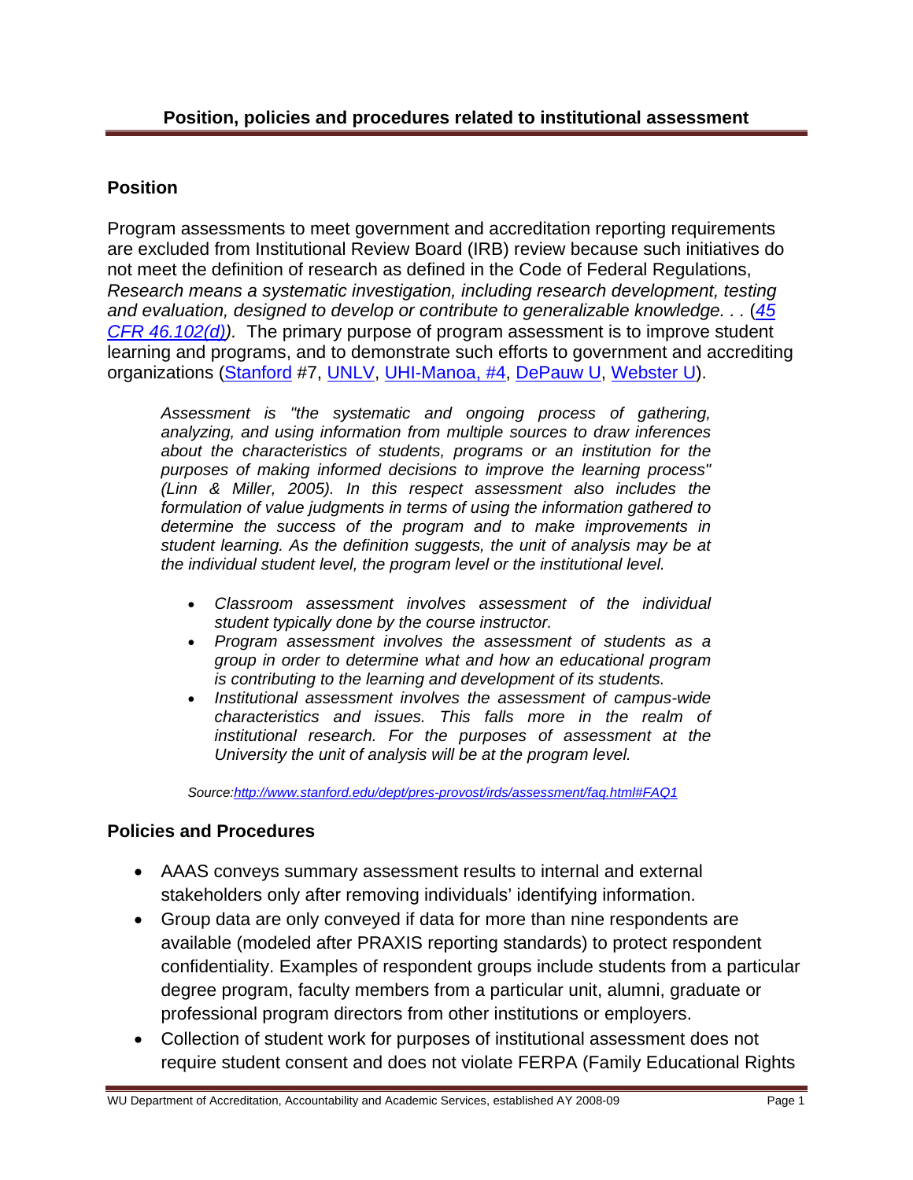## Position, policies and procedures related to institutional assessment

### Position

Program assessments to meet government and accreditation reporting requirements are excluded from Institutional Review Board (IRB) review because such initiatives do not meet the definition of research as defined in the Code of Federal Regulations, *Research means a systematic investigation, including research development, testing and evaluation, designed to develop or contribute to generalizable knowledge. . .* (*45 CFR 46.102(d)*). The primary purpose of program assessment is to improve student learning and programs, and to demonstrate such efforts to government and accrediting organizations (Stanford #7, UNLV, UHI-Manoa, #4, DePauw U, Webster U).

> *Assessment is "the systematic and ongoing process of gathering, analyzing, and using information from multiple sources to draw inferences about the characteristics of students, programs or an institution for the purposes of making informed decisions to improve the learning process" (Linn & Miller, 2005). In this respect assessment also includes the formulation of value judgments in terms of using the information gathered to determine the success of the program and to make improvements in student learning. As the definition suggests, the unit of analysis may be at the individual student level, the program level or the institutional level.*
>
> - *Classroom assessment involves assessment of the individual student typically done by the course instructor.*
> - *Program assessment involves the assessment of students as a group in order to determine what and how an educational program is contributing to the learning and development of its students.*
> - *Institutional assessment involves the assessment of campus-wide characteristics and issues. This falls more in the realm of institutional research. For the purposes of assessment at the University the unit of analysis will be at the program level.*
>
> *Source: http://www.stanford.edu/dept/pres-provost/irds/assessment/faq.html#FAQ1*

### Policies and Procedures

- AAAS conveys summary assessment results to internal and external stakeholders only after removing individuals' identifying information.
- Group data are only conveyed if data for more than nine respondents are available (modeled after PRAXIS reporting standards) to protect respondent confidentiality. Examples of respondent groups include students from a particular degree program, faculty members from a particular unit, alumni, graduate or professional program directors from other institutions or employers.
- Collection of student work for purposes of institutional assessment does not require student consent and does not violate FERPA (Family Educational Rights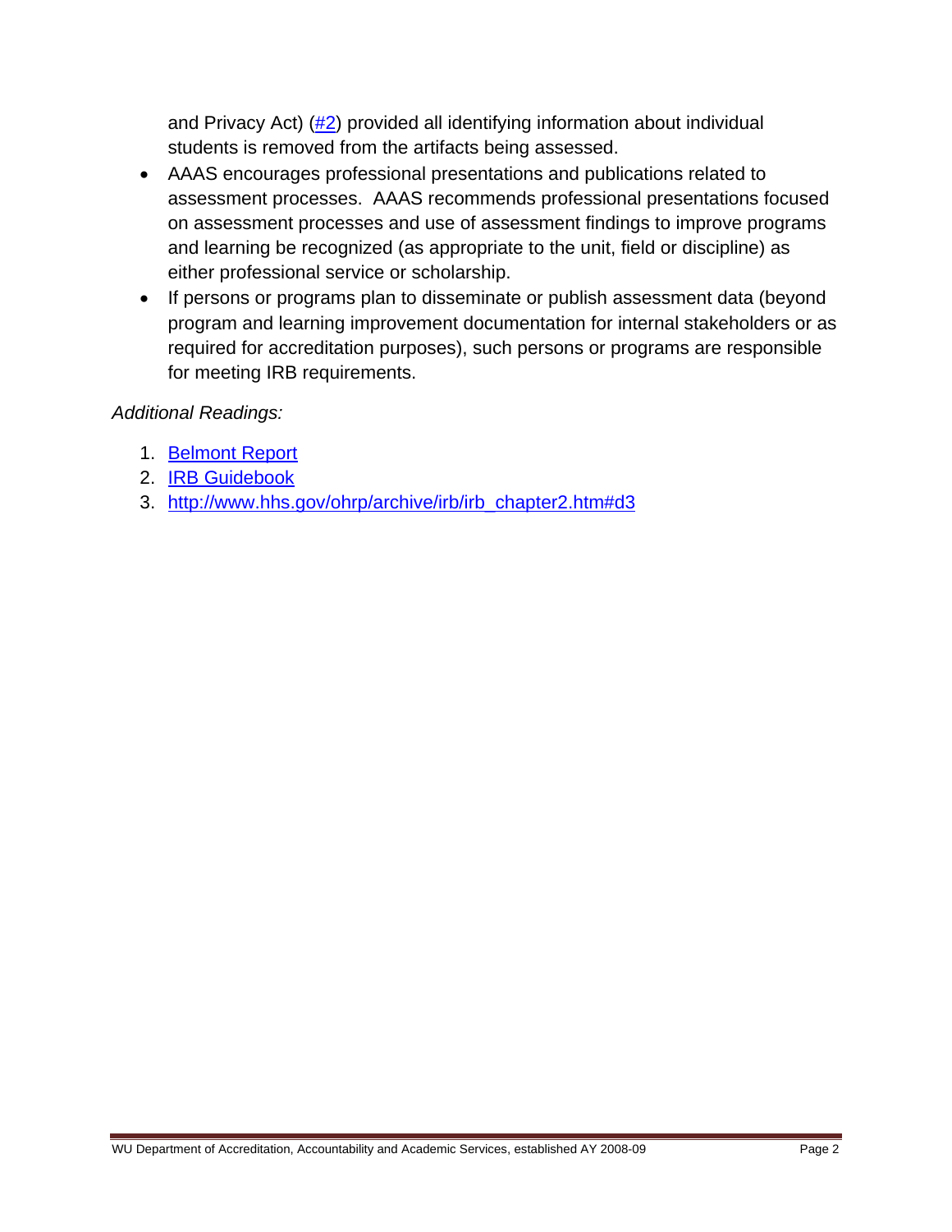and Privacy Act) (#2) provided all identifying information about individual students is removed from the artifacts being assessed.

- AAAS encourages professional presentations and publications related to assessment processes. AAAS recommends professional presentations focused on assessment processes and use of assessment findings to improve programs and learning be recognized (as appropriate to the unit, field or discipline) as either professional service or scholarship.
- If persons or programs plan to disseminate or publish assessment data (beyond program and learning improvement documentation for internal stakeholders or as required for accreditation purposes), such persons or programs are responsible for meeting IRB requirements.

*Additional Readings:*

1. Belmont Report
2. IRB Guidebook
3. http://www.hhs.gov/ohrp/archive/irb/irb_chapter2.htm#d3